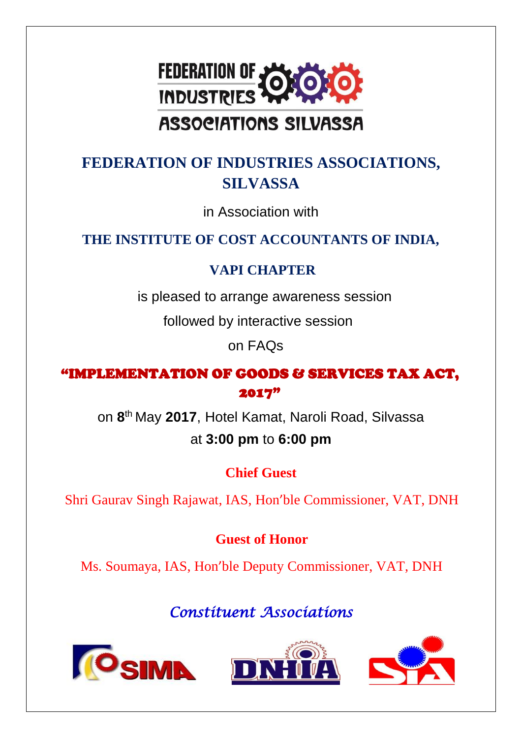# FEDERATION OF INDUSTRIES ASSOCIATIONS, SILVASSA

in Association with

## THE INSTITUTE OF COST ACCOUNTANTS OF INDIA,

## VAPI CHAPTER

is pleased to arrange awareness session

followed by interactive session

on FAQs

## "IMPLEMENTATION OF GOODS & SERVICES TAX ACT, 2017"

on **8th** May **2017**, Hotel Kamat, Naroli Road, Silvassa

at **3:00 pm** to **6:00 pm**

### Chief Guest

Shri Gaurav Singh Rajawat, IAS, Hon'ble Commissioner, VAT, DNH

### Guest of Honor

Ms. Soumaya, IAS, Hon'ble Deputy Commissioner, VAT, DNH

*Constituent Associations*

SIMA DNHIA SIA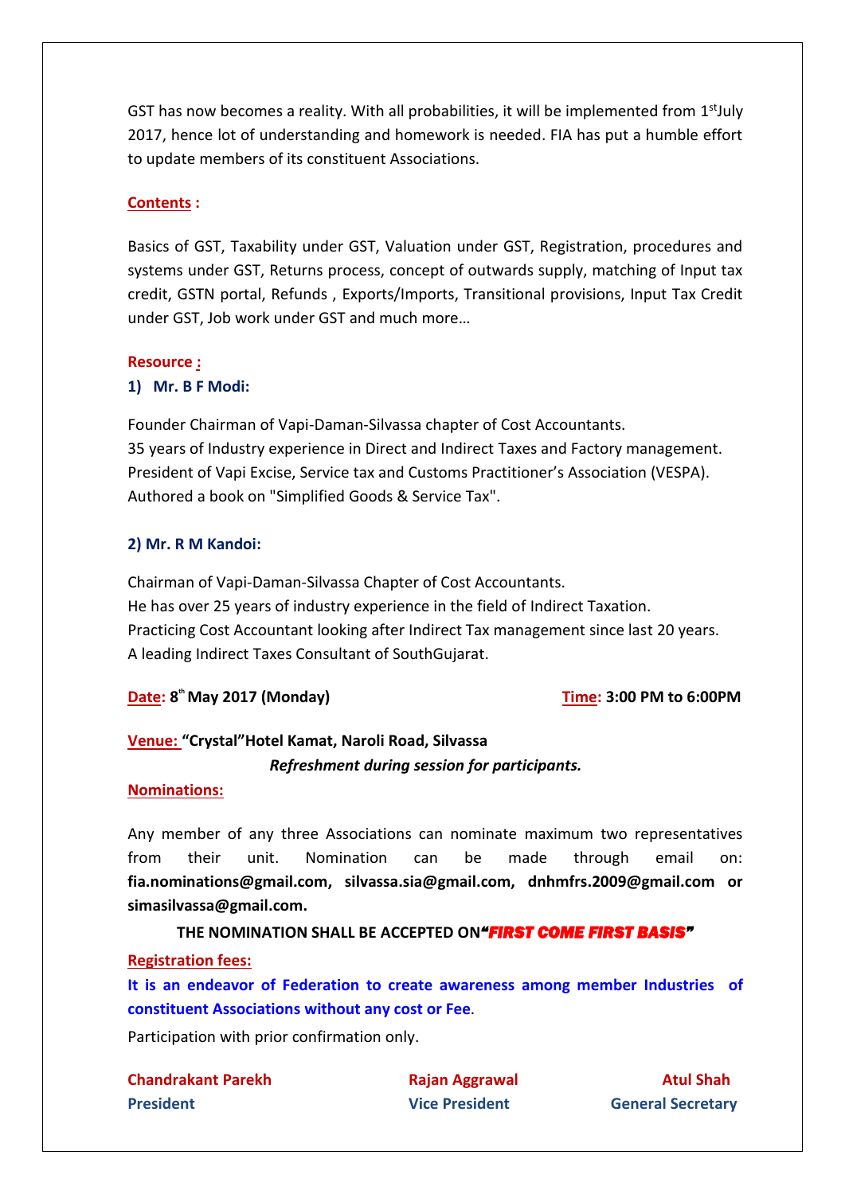GST has now becomes a reality. With all probabilities, it will be implemented from 1st July 2017, hence lot of understanding and homework is needed. FIA has put a humble effort to update members of its constituent Associations.

**Contents :**

Basics of GST, Taxability under GST, Valuation under GST, Registration, procedures and systems under GST, Returns process, concept of outwards supply, matching of Input tax credit, GSTN portal, Refunds , Exports/Imports, Transitional provisions, Input Tax Credit under GST, Job work under GST and much more…

**Resource :**

**1) Mr. B F Modi:**

Founder Chairman of Vapi-Daman-Silvassa chapter of Cost Accountants.
35 years of Industry experience in Direct and Indirect Taxes and Factory management.
President of Vapi Excise, Service tax and Customs Practitioner's Association (VESPA).
Authored a book on "Simplified Goods & Service Tax".

**2) Mr. R M Kandoi:**

Chairman of Vapi-Daman-Silvassa Chapter of Cost Accountants.
He has over 25 years of industry experience in the field of Indirect Taxation.
Practicing Cost Accountant looking after Indirect Tax management since last 20 years.
A leading Indirect Taxes Consultant of SouthGujarat.

**Date: 8th May 2017 (Monday)** **Time: 3:00 PM to 6:00PM**

**Venue: "Crystal"Hotel Kamat, Naroli Road, Silvassa**

***Refreshment during session for participants.***

**Nominations:**

Any member of any three Associations can nominate maximum two representatives from their unit. Nomination can be made through email on: **fia.nominations@gmail.com, silvassa.sia@gmail.com, dnhmfrs.2009@gmail.com or simasilvassa@gmail.com.**

**THE NOMINATION SHALL BE ACCEPTED ON*"FIRST COME FIRST BASIS"***

**Registration fees:**

**It is an endeavor of Federation to create awareness among member Industries of constituent Associations without any cost or Fee**.

Participation with prior confirmation only.

**Chandrakant Parekh**
**President**

**Rajan Aggrawal**
**Vice President**

**Atul Shah**
**General Secretary**